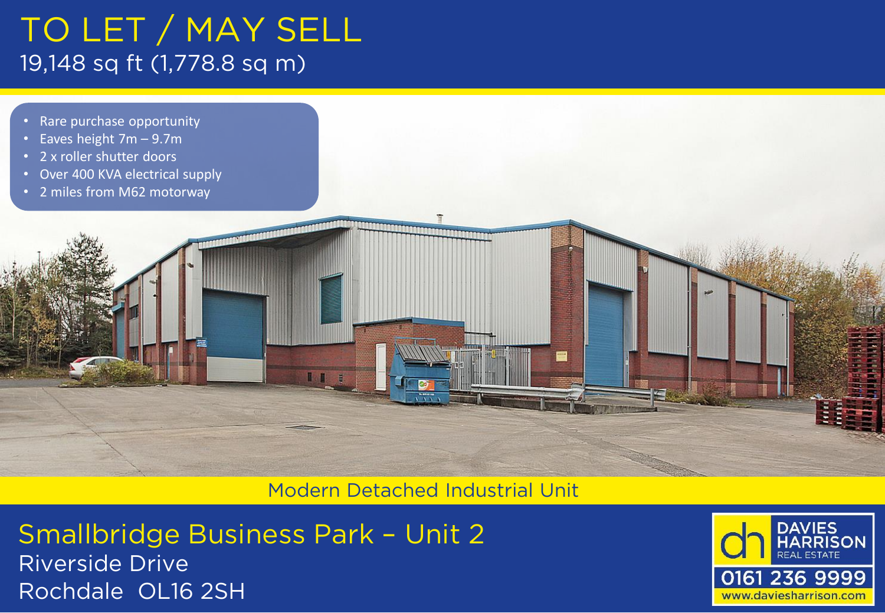# TO LET / MAY SELL

19,148 sq ft (1,778.8 sq m)

- Rare purchase opportunity
- Eaves height 7m – 9.7m
- 2 x roller shutter doors
- Over 400 KVA electrical supply
- 2 miles from M62 motorway

Modern Detached Industrial Unit

## Smallbridge Business Park – Unit 2

Riverside Drive
Rochdale OL16 2SH

DAVIES HARRISON REAL ESTATE
0161 236 9999
www.daviesharrison.com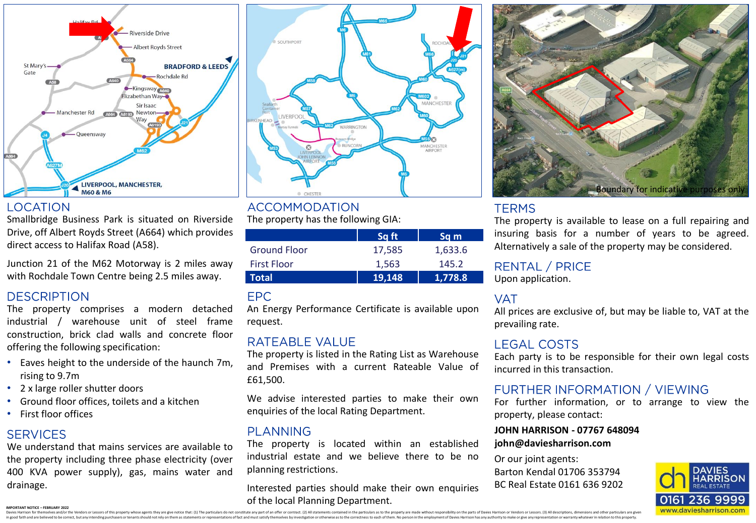## LOCATION

Smallbridge Business Park is situated on Riverside Drive, off Albert Royds Street (A664) which provides direct access to Halifax Road (A58).

Junction 21 of the M62 Motorway is 2 miles away with Rochdale Town Centre being 2.5 miles away.

## DESCRIPTION

The property comprises a modern detached industrial / warehouse unit of steel frame construction, brick clad walls and concrete floor offering the following specification:

- Eaves height to the underside of the haunch 7m, rising to 9.7m
- 2 x large roller shutter doors
- Ground floor offices, toilets and a kitchen
- First floor offices

## SERVICES

We understand that mains services are available to the property including three phase electricity (over 400 KVA power supply), gas, mains water and drainage.

## ACCOMMODATION

The property has the following GIA:

| | Sq ft | Sq m |
|---|---|---|
| Ground Floor | 17,585 | 1,633.6 |
| First Floor | 1,563 | 145.2 |
| **Total** | **19,148** | **1,778.8** |

## EPC

An Energy Performance Certificate is available upon request.

## RATEABLE VALUE

The property is listed in the Rating List as Warehouse and Premises with a current Rateable Value of £61,500.

We advise interested parties to make their own enquiries of the local Rating Department.

## PLANNING

The property is located within an established industrial estate and we believe there to be no planning restrictions.

Interested parties should make their own enquiries of the local Planning Department.

Boundary for indicative purposes only

## TERMS

The property is available to lease on a full repairing and insuring basis for a number of years to be agreed. Alternatively a sale of the property may be considered.

## RENTAL / PRICE

Upon application.

## VAT

All prices are exclusive of, but may be liable to, VAT at the prevailing rate.

## LEGAL COSTS

Each party is to be responsible for their own legal costs incurred in this transaction.

## FURTHER INFORMATION / VIEWING

For further information, or to arrange to view the property, please contact:

**JOHN HARRISON - 07767 648094**
**john@davieshanson.com**

Or our joint agents:
Barton Kendal 01706 353794
BC Real Estate 0161 636 9202

DAVIES HARRISON REAL ESTATE
0161 236 9999
www.davieshanson.com

**IMPORTANT NOTICE – FEBRUARY 2022**
Davies Harrison for themselves and/or the Vendors or Lessors of this property whose agents they are give notice that: (1) The particulars do not constitute any part of an offer or contract. (2) All statements contained in the particulars as to the property are made without responsibility on the parts of Davies Harrison or Vendors or Lessors. (3) All descriptions, dimensions and other particulars are given in good faith and are believed to be correct, but any intending purchasers or tenants should not rely on them as statements or representations of fact and must satisfy themselves by investigation or otherwise as to the correctness to each of them. No person in the employment of Davies Harrison has any authority to make or give any representation or warranty whatever in relation to this property.